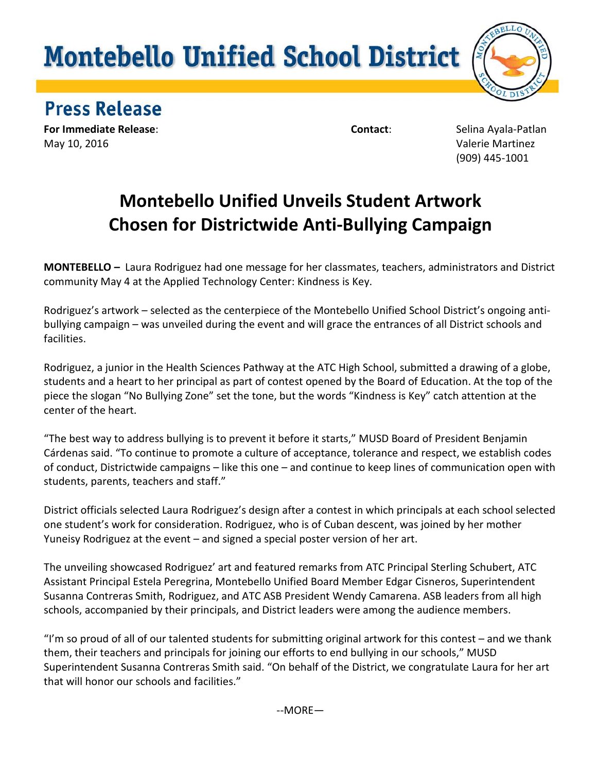# Montebello Unified School District

## Press Release

**For Immediate Release**:
May 10, 2016

**Contact**:
Selina Ayala-Patlan
Valerie Martinez
(909) 445-1001

## Montebello Unified Unveils Student Artwork Chosen for Districtwide Anti-Bullying Campaign

**MONTEBELLO –** Laura Rodriguez had one message for her classmates, teachers, administrators and District community May 4 at the Applied Technology Center: Kindness is Key.

Rodriguez's artwork – selected as the centerpiece of the Montebello Unified School District's ongoing anti-bullying campaign – was unveiled during the event and will grace the entrances of all District schools and facilities.

Rodriguez, a junior in the Health Sciences Pathway at the ATC High School, submitted a drawing of a globe, students and a heart to her principal as part of contest opened by the Board of Education. At the top of the piece the slogan "No Bullying Zone" set the tone, but the words "Kindness is Key" catch attention at the center of the heart.

"The best way to address bullying is to prevent it before it starts," MUSD Board of President Benjamin Cárdenas said. "To continue to promote a culture of acceptance, tolerance and respect, we establish codes of conduct, Districtwide campaigns – like this one – and continue to keep lines of communication open with students, parents, teachers and staff."

District officials selected Laura Rodriguez's design after a contest in which principals at each school selected one student's work for consideration. Rodriguez, who is of Cuban descent, was joined by her mother Yuneisy Rodriguez at the event – and signed a special poster version of her art.

The unveiling showcased Rodriguez' art and featured remarks from ATC Principal Sterling Schubert, ATC Assistant Principal Estela Peregrina, Montebello Unified Board Member Edgar Cisneros, Superintendent Susanna Contreras Smith, Rodriguez, and ATC ASB President Wendy Camarena. ASB leaders from all high schools, accompanied by their principals, and District leaders were among the audience members.

"I'm so proud of all of our talented students for submitting original artwork for this contest – and we thank them, their teachers and principals for joining our efforts to end bullying in our schools," MUSD Superintendent Susanna Contreras Smith said. "On behalf of the District, we congratulate Laura for her art that will honor our schools and facilities."

--MORE—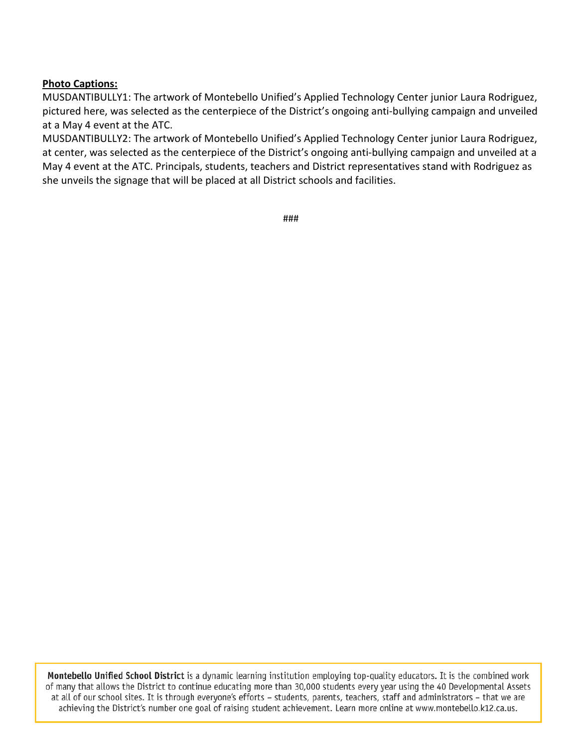**Photo Captions:**

MUSDANTIBULLY1: The artwork of Montebello Unified's Applied Technology Center junior Laura Rodriguez, pictured here, was selected as the centerpiece of the District's ongoing anti-bullying campaign and unveiled at a May 4 event at the ATC.

MUSDANTIBULLY2: The artwork of Montebello Unified's Applied Technology Center junior Laura Rodriguez, at center, was selected as the centerpiece of the District's ongoing anti-bullying campaign and unveiled at a May 4 event at the ATC. Principals, students, teachers and District representatives stand with Rodriguez as she unveils the signage that will be placed at all District schools and facilities.

###

**Montebello Unified School District** is a dynamic learning institution employing top-quality educators. It is the combined work of many that allows the District to continue educating more than 30,000 students every year using the 40 Developmental Assets at all of our school sites. It is through everyone's efforts – students, parents, teachers, staff and administrators – that we are achieving the District's number one goal of raising student achievement. Learn more online at www.montebello.k12.ca.us.